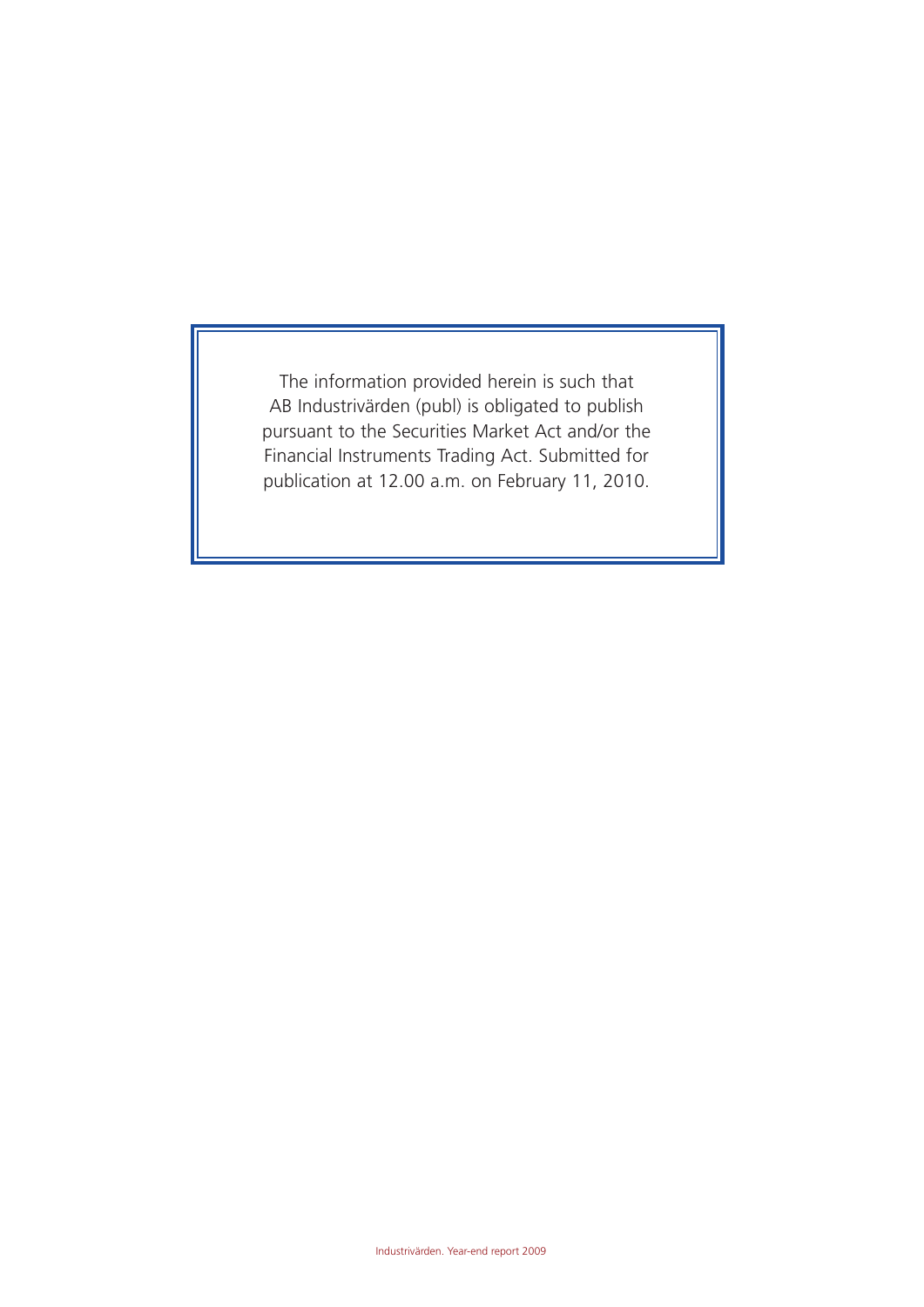The information provided herein is such that AB Industrivärden (publ) is obligated to publish pursuant to the Securities Market Act and/or the Financial Instruments Trading Act. Submitted for publication at 12.00 a.m. on February 11, 2010.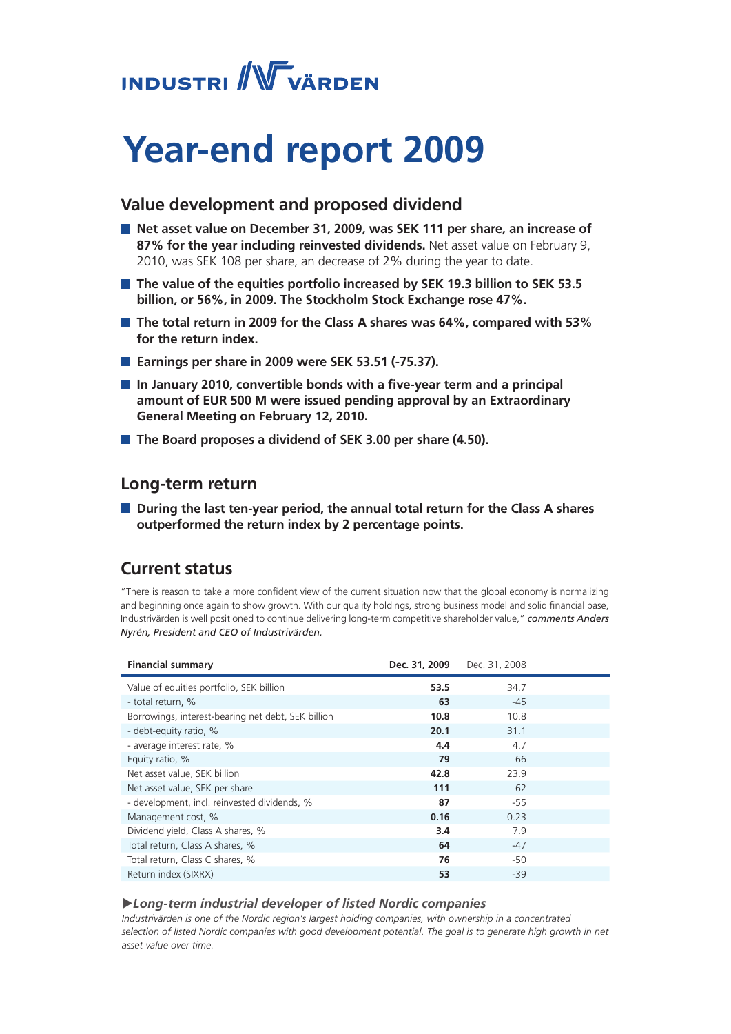INDUSTRI VÄRDEN

# Year-end report 2009

## Value development and proposed dividend

- **Net asset value on December 31, 2009, was SEK 111 per share, an increase of 87% for the year including reinvested dividends.** Net asset value on February 9, 2010, was SEK 108 per share, an decrease of 2% during the year to date.
- **The value of the equities portfolio increased by SEK 19.3 billion to SEK 53.5 billion, or 56%, in 2009. The Stockholm Stock Exchange rose 47%.**
- **The total return in 2009 for the Class A shares was 64%, compared with 53% for the return index.**
- **Earnings per share in 2009 were SEK 53.51 (-75.37).**
- **In January 2010, convertible bonds with a five-year term and a principal amount of EUR 500 M were issued pending approval by an Extraordinary General Meeting on February 12, 2010.**
- **The Board proposes a dividend of SEK 3.00 per share (4.50).**

## Long-term return

- **During the last ten-year period, the annual total return for the Class A shares outperformed the return index by 2 percentage points.**

## Current status

"There is reason to take a more confident view of the current situation now that the global economy is normalizing and beginning once again to show growth. With our quality holdings, strong business model and solid financial base, Industrivärden is well positioned to continue delivering long-term competitive shareholder value," *comments Anders Nyrén, President and CEO of Industrivärden.*

| Financial summary | Dec. 31, 2009 | Dec. 31, 2008 |
|---|---|---|
| Value of equities portfolio, SEK billion | **53.5** | 34.7 |
| - total return, % | **63** | -45 |
| Borrowings, interest-bearing net debt, SEK billion | **10.8** | 10.8 |
| - debt-equity ratio, % | **20.1** | 31.1 |
| - average interest rate, % | **4.4** | 4.7 |
| Equity ratio, % | **79** | 66 |
| Net asset value, SEK billion | **42.8** | 23.9 |
| Net asset value, SEK per share | **111** | 62 |
| - development, incl. reinvested dividends, % | **87** | -55 |
| Management cost, % | **0.16** | 0.23 |
| Dividend yield, Class A shares, % | **3.4** | 7.9 |
| Total return, Class A shares, % | **64** | -47 |
| Total return, Class C shares, % | **76** | -50 |
| Return index (SIXRX) | **53** | -39 |

***▶Long-term industrial developer of listed Nordic companies***

*Industrivärden is one of the Nordic region's largest holding companies, with ownership in a concentrated selection of listed Nordic companies with good development potential. The goal is to generate high growth in net asset value over time.*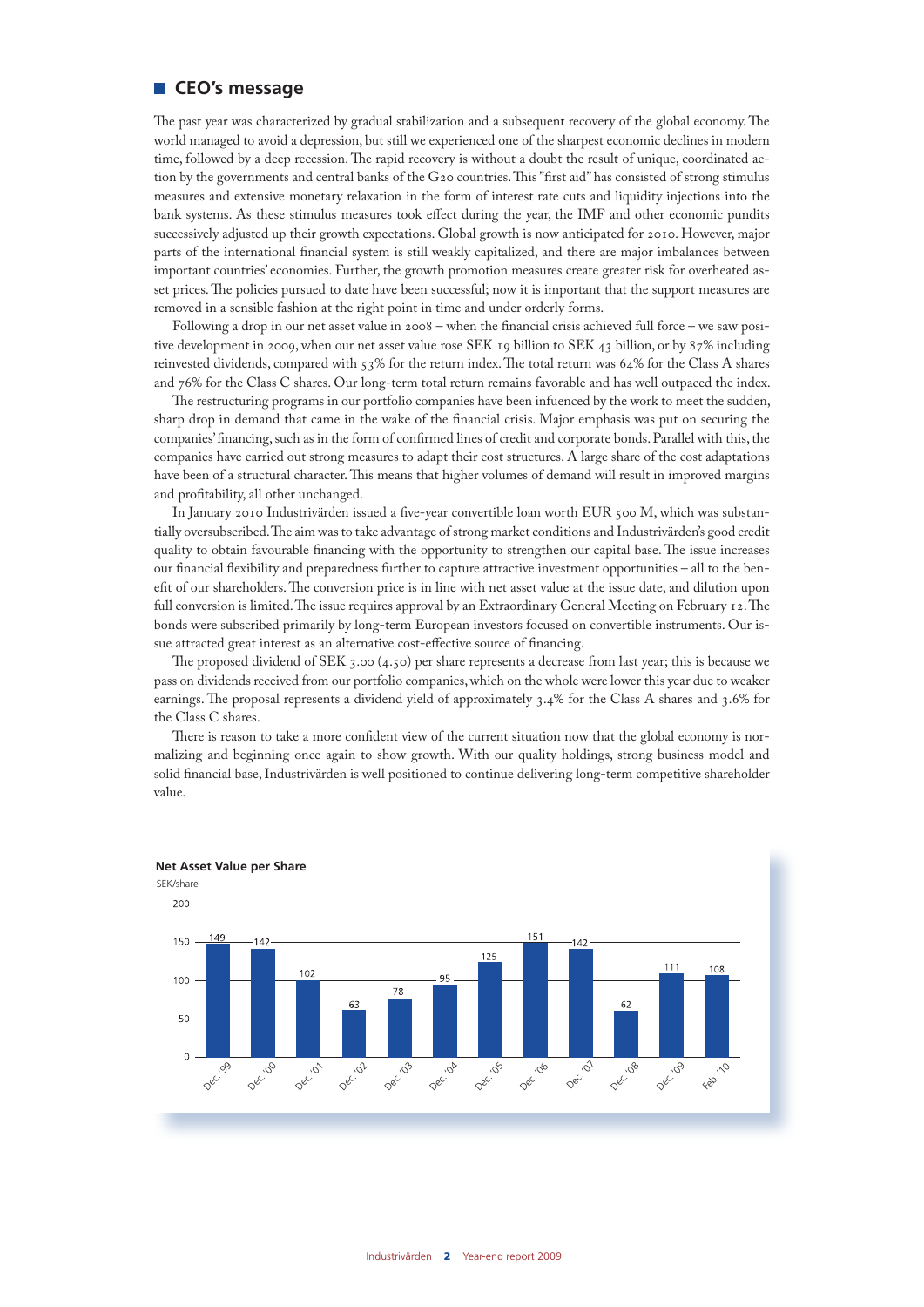## CEO's message

The past year was characterized by gradual stabilization and a subsequent recovery of the global economy. The world managed to avoid a depression, but still we experienced one of the sharpest economic declines in modern time, followed by a deep recession. The rapid recovery is without a doubt the result of unique, coordinated action by the governments and central banks of the G20 countries. This "first aid" has consisted of strong stimulus measures and extensive monetary relaxation in the form of interest rate cuts and liquidity injections into the bank systems. As these stimulus measures took effect during the year, the IMF and other economic pundits successively adjusted up their growth expectations. Global growth is now anticipated for 2010. However, major parts of the international financial system is still weakly capitalized, and there are major imbalances between important countries' economies. Further, the growth promotion measures create greater risk for overheated asset prices. The policies pursued to date have been successful; now it is important that the support measures are removed in a sensible fashion at the right point in time and under orderly forms.

Following a drop in our net asset value in 2008 – when the financial crisis achieved full force – we saw positive development in 2009, when our net asset value rose SEK 19 billion to SEK 43 billion, or by 87% including reinvested dividends, compared with 53% for the return index. The total return was 64% for the Class A shares and 76% for the Class C shares. Our long-term total return remains favorable and has well outpaced the index.

The restructuring programs in our portfolio companies have been infuenced by the work to meet the sudden, sharp drop in demand that came in the wake of the financial crisis. Major emphasis was put on securing the companies' financing, such as in the form of confirmed lines of credit and corporate bonds. Parallel with this, the companies have carried out strong measures to adapt their cost structures. A large share of the cost adaptations have been of a structural character. This means that higher volumes of demand will result in improved margins and profitability, all other unchanged.

In January 2010 Industrivärden issued a five-year convertible loan worth EUR 500 M, which was substantially oversubscribed. The aim was to take advantage of strong market conditions and Industrivärden's good credit quality to obtain favourable financing with the opportunity to strengthen our capital base. The issue increases our financial flexibility and preparedness further to capture attractive investment opportunities – all to the benefit of our shareholders. The conversion price is in line with net asset value at the issue date, and dilution upon full conversion is limited. The issue requires approval by an Extraordinary General Meeting on February 12. The bonds were subscribed primarily by long-term European investors focused on convertible instruments. Our issue attracted great interest as an alternative cost-effective source of financing.

The proposed dividend of SEK 3.00 (4.50) per share represents a decrease from last year; this is because we pass on dividends received from our portfolio companies, which on the whole were lower this year due to weaker earnings. The proposal represents a dividend yield of approximately 3.4% for the Class A shares and 3.6% for the Class C shares.

There is reason to take a more confident view of the current situation now that the global economy is normalizing and beginning once again to show growth. With our quality holdings, strong business model and solid financial base, Industrivärden is well positioned to continue delivering long-term competitive shareholder value.

**Net Asset Value per Share**

SEK/share

| Date | SEK/share |
|---|---|
| Dec. '99 | 149 |
| Dec. '00 | 142 |
| Dec. '01 | 102 |
| Dec. '02 | 63 |
| Dec. '03 | 78 |
| Dec. '04 | 95 |
| Dec. '05 | 125 |
| Dec. '06 | 151 |
| Dec. '07 | 142 |
| Dec. '08 | 62 |
| Dec. '09 | 111 |
| Feb. '10 | 108 |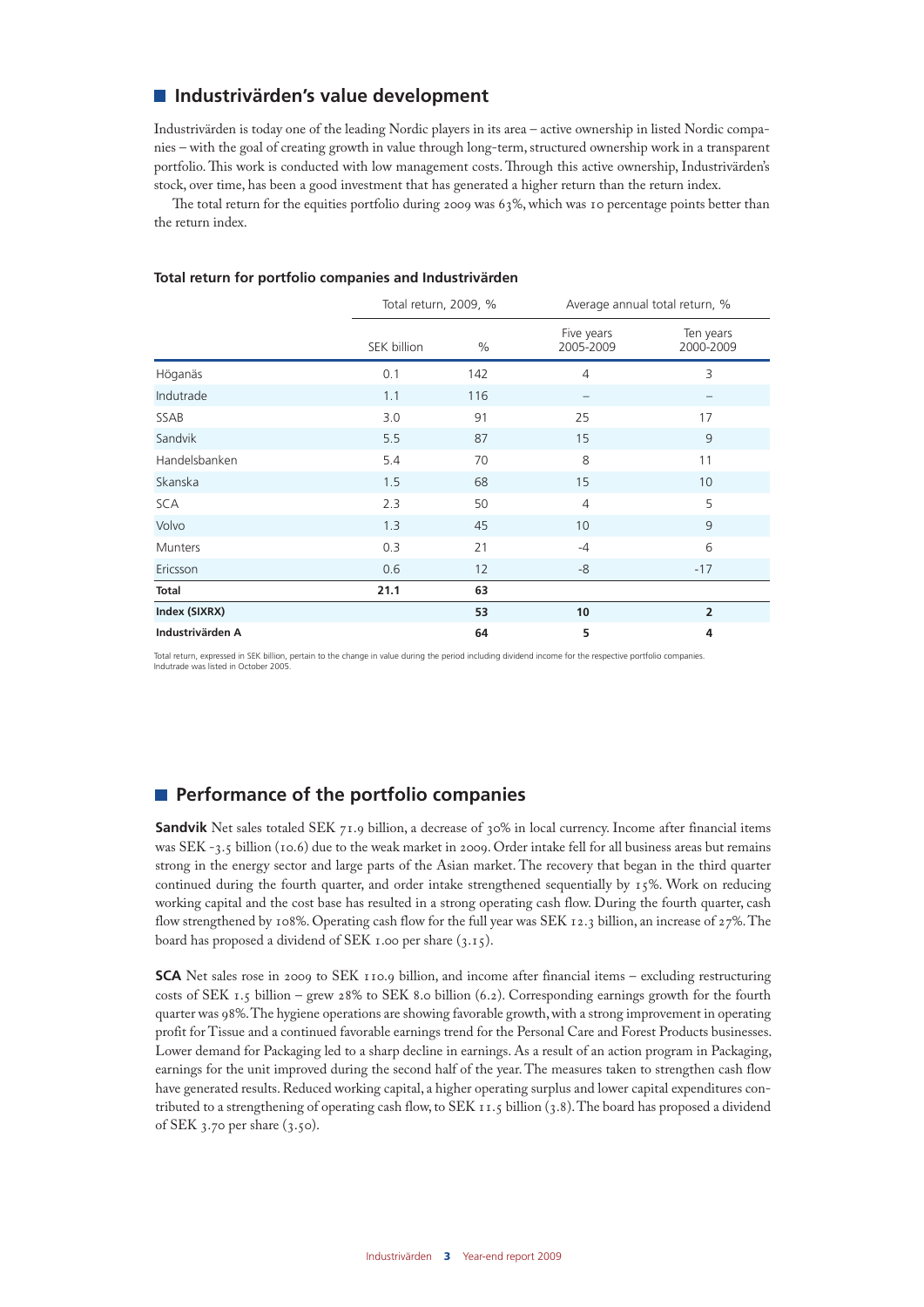## Industrivärden's value development

Industrivärden is today one of the leading Nordic players in its area – active ownership in listed Nordic companies – with the goal of creating growth in value through long-term, structured ownership work in a transparent portfolio. This work is conducted with low management costs. Through this active ownership, Industrivärden's stock, over time, has been a good investment that has generated a higher return than the return index.

The total return for the equities portfolio during 2009 was 63%, which was 10 percentage points better than the return index.

**Total return for portfolio companies and Industrivärden**

| | Total return, 2009, % | | Average annual total return, % | |
|---|---|---|---|---|
| | SEK billion | % | Five years 2005-2009 | Ten years 2000-2009 |
| Höganäs | 0.1 | 142 | 4 | 3 |
| Indutrade | 1.1 | 116 | – | – |
| SSAB | 3.0 | 91 | 25 | 17 |
| Sandvik | 5.5 | 87 | 15 | 9 |
| Handelsbanken | 5.4 | 70 | 8 | 11 |
| Skanska | 1.5 | 68 | 15 | 10 |
| SCA | 2.3 | 50 | 4 | 5 |
| Volvo | 1.3 | 45 | 10 | 9 |
| Munters | 0.3 | 21 | -4 | 6 |
| Ericsson | 0.6 | 12 | -8 | -17 |
| **Total** | **21.1** | **63** | | |
| **Index (SIXRX)** | | **53** | **10** | **2** |
| **Industrivärden A** | | **64** | **5** | **4** |

Total return, expressed in SEK billion, pertain to the change in value during the period including dividend income for the respective portfolio companies.
Indutrade was listed in October 2005.

## Performance of the portfolio companies

**Sandvik** Net sales totaled SEK 71.9 billion, a decrease of 30% in local currency. Income after financial items was SEK -3.5 billion (10.6) due to the weak market in 2009. Order intake fell for all business areas but remains strong in the energy sector and large parts of the Asian market. The recovery that began in the third quarter continued during the fourth quarter, and order intake strengthened sequentially by 15%. Work on reducing working capital and the cost base has resulted in a strong operating cash flow. During the fourth quarter, cash flow strengthened by 108%. Operating cash flow for the full year was SEK 12.3 billion, an increase of 27%. The board has proposed a dividend of SEK 1.00 per share (3.15).

**SCA** Net sales rose in 2009 to SEK 110.9 billion, and income after financial items – excluding restructuring costs of SEK 1.5 billion – grew 28% to SEK 8.0 billion (6.2). Corresponding earnings growth for the fourth quarter was 98%. The hygiene operations are showing favorable growth, with a strong improvement in operating profit for Tissue and a continued favorable earnings trend for the Personal Care and Forest Products businesses. Lower demand for Packaging led to a sharp decline in earnings. As a result of an action program in Packaging, earnings for the unit improved during the second half of the year. The measures taken to strengthen cash flow have generated results. Reduced working capital, a higher operating surplus and lower capital expenditures contributed to a strengthening of operating cash flow, to SEK 11.5 billion (3.8). The board has proposed a dividend of SEK 3.70 per share (3.50).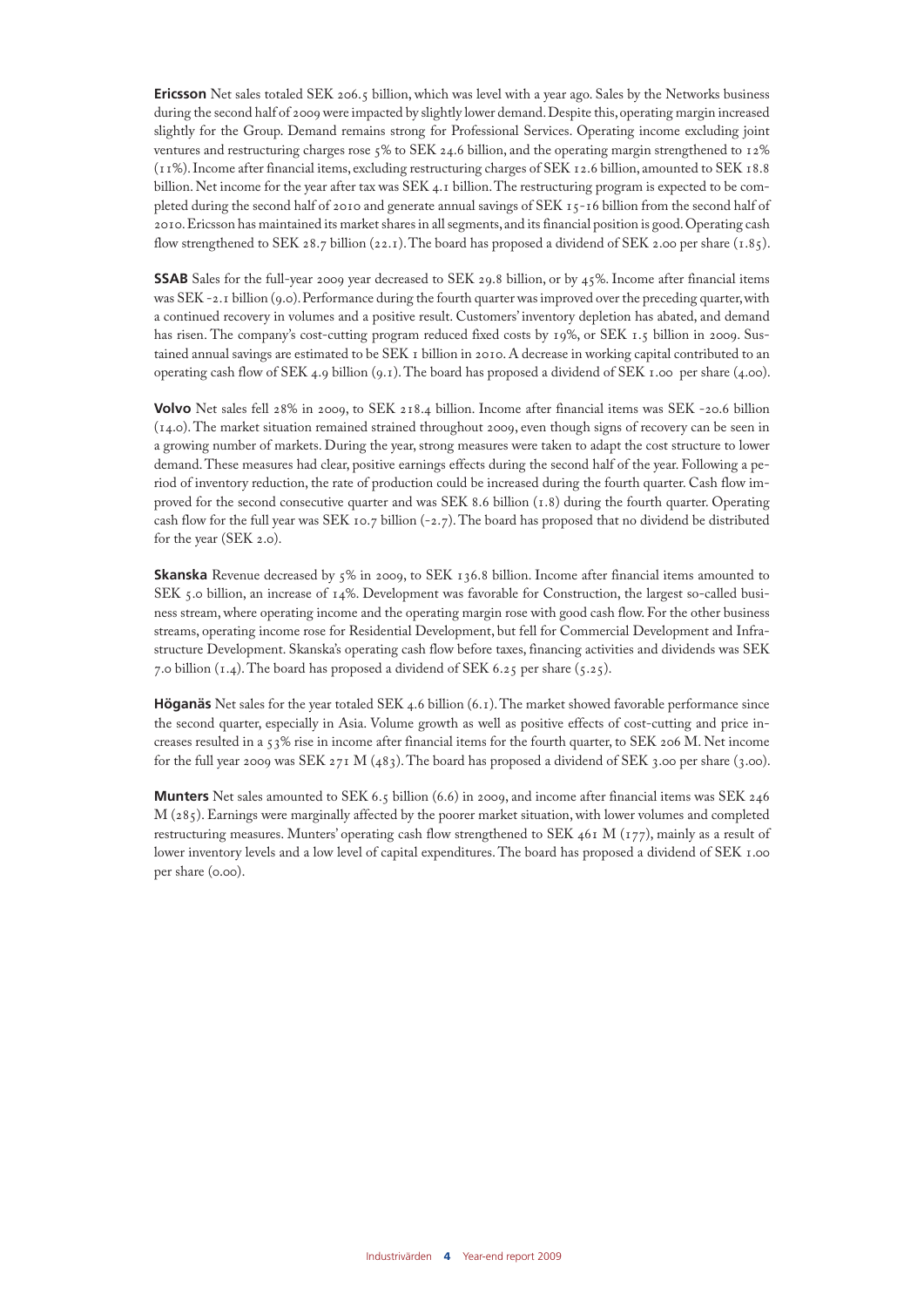**Ericsson** Net sales totaled SEK 206.5 billion, which was level with a year ago. Sales by the Networks business during the second half of 2009 were impacted by slightly lower demand. Despite this, operating margin increased slightly for the Group. Demand remains strong for Professional Services. Operating income excluding joint ventures and restructuring charges rose 5% to SEK 24.6 billion, and the operating margin strengthened to 12% (11%). Income after financial items, excluding restructuring charges of SEK 12.6 billion, amounted to SEK 18.8 billion. Net income for the year after tax was SEK 4.1 billion. The restructuring program is expected to be completed during the second half of 2010 and generate annual savings of SEK 15-16 billion from the second half of 2010. Ericsson has maintained its market shares in all segments, and its financial position is good. Operating cash flow strengthened to SEK 28.7 billion (22.1). The board has proposed a dividend of SEK 2.00 per share (1.85).

**SSAB** Sales for the full-year 2009 year decreased to SEK 29.8 billion, or by 45%. Income after financial items was SEK -2.1 billion (9.0). Performance during the fourth quarter was improved over the preceding quarter, with a continued recovery in volumes and a positive result. Customers' inventory depletion has abated, and demand has risen. The company's cost-cutting program reduced fixed costs by 19%, or SEK 1.5 billion in 2009. Sustained annual savings are estimated to be SEK 1 billion in 2010. A decrease in working capital contributed to an operating cash flow of SEK 4.9 billion (9.1). The board has proposed a dividend of SEK 1.00 per share (4.00).

**Volvo** Net sales fell 28% in 2009, to SEK 218.4 billion. Income after financial items was SEK -20.6 billion (14.0). The market situation remained strained throughout 2009, even though signs of recovery can be seen in a growing number of markets. During the year, strong measures were taken to adapt the cost structure to lower demand. These measures had clear, positive earnings effects during the second half of the year. Following a period of inventory reduction, the rate of production could be increased during the fourth quarter. Cash flow improved for the second consecutive quarter and was SEK 8.6 billion (1.8) during the fourth quarter. Operating cash flow for the full year was SEK 10.7 billion (-2.7). The board has proposed that no dividend be distributed for the year (SEK 2.0).

**Skanska** Revenue decreased by 5% in 2009, to SEK 136.8 billion. Income after financial items amounted to SEK 5.0 billion, an increase of 14%. Development was favorable for Construction, the largest so-called business stream, where operating income and the operating margin rose with good cash flow. For the other business streams, operating income rose for Residential Development, but fell for Commercial Development and Infrastructure Development. Skanska's operating cash flow before taxes, financing activities and dividends was SEK 7.0 billion (1.4). The board has proposed a dividend of SEK 6.25 per share (5.25).

**Höganäs** Net sales for the year totaled SEK 4.6 billion (6.1). The market showed favorable performance since the second quarter, especially in Asia. Volume growth as well as positive effects of cost-cutting and price increases resulted in a 53% rise in income after financial items for the fourth quarter, to SEK 206 M. Net income for the full year 2009 was SEK 271 M (483). The board has proposed a dividend of SEK 3.00 per share (3.00).

**Munters** Net sales amounted to SEK 6.5 billion (6.6) in 2009, and income after financial items was SEK 246 M (285). Earnings were marginally affected by the poorer market situation, with lower volumes and completed restructuring measures. Munters' operating cash flow strengthened to SEK 461 M (177), mainly as a result of lower inventory levels and a low level of capital expenditures. The board has proposed a dividend of SEK 1.00 per share (0.00).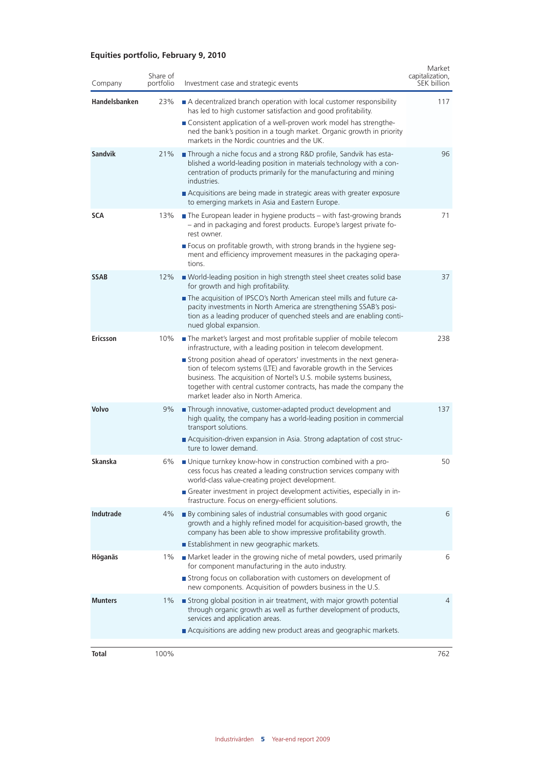## Equities portfolio, February 9, 2010

| Company | Share of portfolio | Investment case and strategic events | Market capitalization, SEK billion |
|---|---|---|---|
| **Handelsbanken** | 23% | ■ A decentralized branch operation with local customer responsibility has led to high customer satisfaction and good profitability. ■ Consistent application of a well-proven work model has strengthened the bank's position in a tough market. Organic growth in priority markets in the Nordic countries and the UK. | 117 |
| **Sandvik** | 21% | ■ Through a niche focus and a strong R&D profile, Sandvik has established a world-leading position in materials technology with a concentration of products primarily for the manufacturing and mining industries. ■ Acquisitions are being made in strategic areas with greater exposure to emerging markets in Asia and Eastern Europe. | 96 |
| **SCA** | 13% | ■ The European leader in hygiene products – with fast-growing brands – and in packaging and forest products. Europe's largest private forest owner. ■ Focus on profitable growth, with strong brands in the hygiene segment and efficiency improvement measures in the packaging operations. | 71 |
| **SSAB** | 12% | ■ World-leading position in high strength steel sheet creates solid base for growth and high profitability. ■ The acquisition of IPSCO's North American steel mills and future capacity investments in North America are strengthening SSAB's position as a leading producer of quenched steels and are enabling continued global expansion. | 37 |
| **Ericsson** | 10% | ■ The market's largest and most profitable supplier of mobile telecom infrastructure, with a leading position in telecom development. ■ Strong position ahead of operators' investments in the next generation of telecom systems (LTE) and favorable growth in the Services business. The acquisition of Nortel's U.S. mobile systems business, together with central customer contracts, has made the company the market leader also in North America. | 238 |
| **Volvo** | 9% | ■ Through innovative, customer-adapted product development and high quality, the company has a world-leading position in commercial transport solutions. ■ Acquisition-driven expansion in Asia. Strong adaptation of cost structure to lower demand. | 137 |
| **Skanska** | 6% | ■ Unique turnkey know-how in construction combined with a process focus has created a leading construction services company with world-class value-creating project development. ■ Greater investment in project development activities, especially in infrastructure. Focus on energy-efficient solutions. | 50 |
| **Indutrade** | 4% | ■ By combining sales of industrial consumables with good organic growth and a highly refined model for acquisition-based growth, the company has been able to show impressive profitability growth. ■ Establishment in new geographic markets. | 6 |
| **Höganäs** | 1% | ■ Market leader in the growing niche of metal powders, used primarily for component manufacturing in the auto industry. ■ Strong focus on collaboration with customers on development of new components. Acquisition of powders business in the U.S. | 6 |
| **Munters** | 1% | ■ Strong global position in air treatment, with major growth potential through organic growth as well as further development of products, services and application areas. ■ Acquisitions are adding new product areas and geographic markets. | 4 |
| **Total** | 100% | | 762 |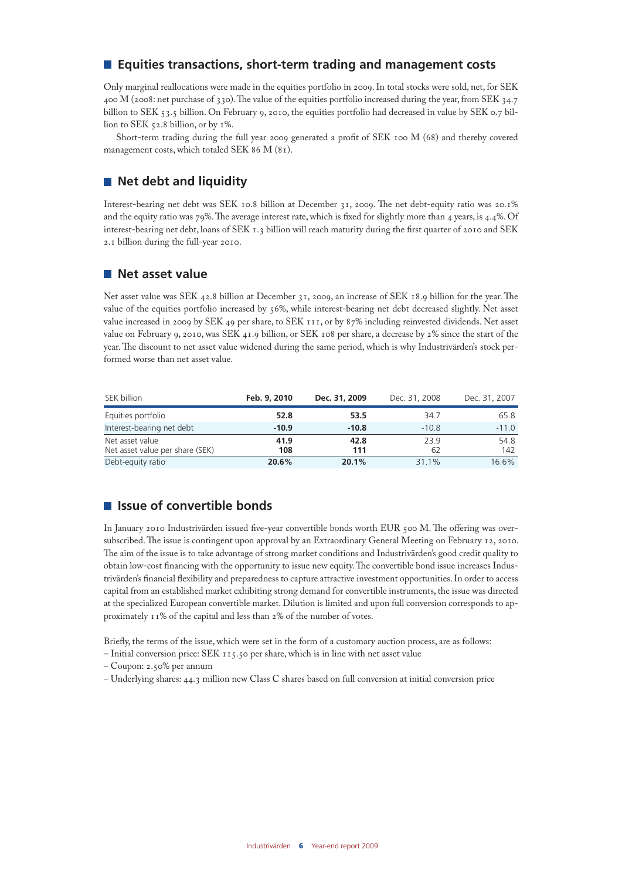## Equities transactions, short-term trading and management costs

Only marginal reallocations were made in the equities portfolio in 2009. In total stocks were sold, net, for SEK 400 M (2008: net purchase of 330). The value of the equities portfolio increased during the year, from SEK 34.7 billion to SEK 53.5 billion. On February 9, 2010, the equities portfolio had decreased in value by SEK 0.7 billion to SEK 52.8 billion, or by 1%.

Short-term trading during the full year 2009 generated a profit of SEK 100 M (68) and thereby covered management costs, which totaled SEK 86 M (81).

## Net debt and liquidity

Interest-bearing net debt was SEK 10.8 billion at December 31, 2009. The net debt-equity ratio was 20.1% and the equity ratio was 79%. The average interest rate, which is fixed for slightly more than 4 years, is 4.4%. Of interest-bearing net debt, loans of SEK 1.3 billion will reach maturity during the first quarter of 2010 and SEK 2.1 billion during the full-year 2010.

## Net asset value

Net asset value was SEK 42.8 billion at December 31, 2009, an increase of SEK 18.9 billion for the year. The value of the equities portfolio increased by 56%, while interest-bearing net debt decreased slightly. Net asset value increased in 2009 by SEK 49 per share, to SEK 111, or by 87% including reinvested dividends. Net asset value on February 9, 2010, was SEK 41.9 billion, or SEK 108 per share, a decrease by 2% since the start of the year. The discount to net asset value widened during the same period, which is why Industrivärden's stock performed worse than net asset value.

| SEK billion | **Feb. 9, 2010** | **Dec. 31, 2009** | Dec. 31, 2008 | Dec. 31, 2007 |
|---|---|---|---|---|
| Equities portfolio | **52.8** | **53.5** | 34.7 | 65.8 |
| Interest-bearing net debt | **-10.9** | **-10.8** | -10.8 | -11.0 |
| Net asset value | **41.9** | **42.8** | 23.9 | 54.8 |
| Net asset value per share (SEK) | **108** | **111** | 62 | 142 |
| Debt-equity ratio | **20.6%** | **20.1%** | 31.1% | 16.6% |

## Issue of convertible bonds

In January 2010 Industrivärden issued five-year convertible bonds worth EUR 500 M. The offering was oversubscribed. The issue is contingent upon approval by an Extraordinary General Meeting on February 12, 2010. The aim of the issue is to take advantage of strong market conditions and Industrivärden's good credit quality to obtain low-cost financing with the opportunity to issue new equity. The convertible bond issue increases Industrivärden's financial flexibility and preparedness to capture attractive investment opportunities. In order to access capital from an established market exhibiting strong demand for convertible instruments, the issue was directed at the specialized European convertible market. Dilution is limited and upon full conversion corresponds to approximately 11% of the capital and less than 2% of the number of votes.

Briefly, the terms of the issue, which were set in the form of a customary auction process, are as follows:

– Initial conversion price: SEK 115.50 per share, which is in line with net asset value
– Coupon: 2.50% per annum
– Underlying shares: 44.3 million new Class C shares based on full conversion at initial conversion price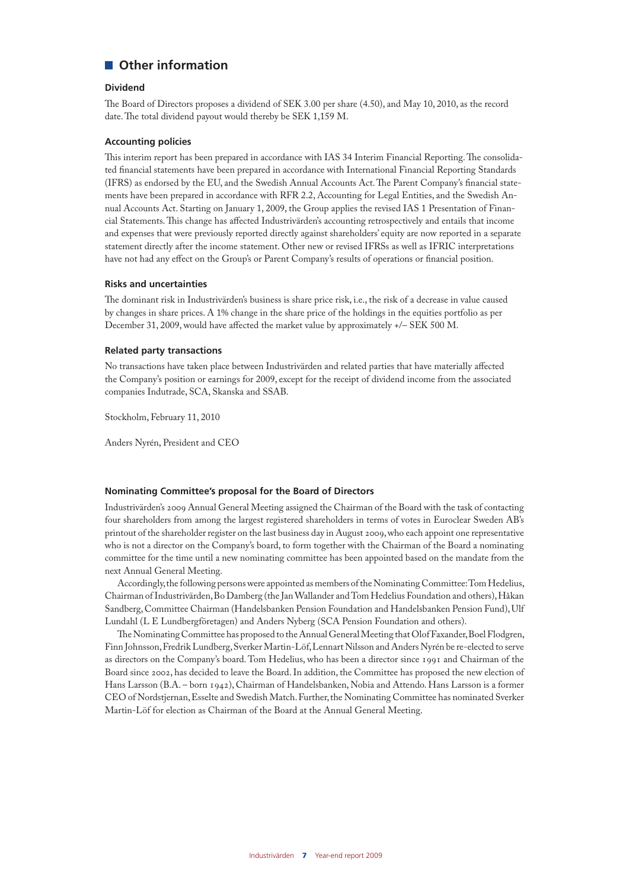## Other information

### Dividend

The Board of Directors proposes a dividend of SEK 3.00 per share (4.50), and May 10, 2010, as the record date. The total dividend payout would thereby be SEK 1,159 M.

### Accounting policies

This interim report has been prepared in accordance with IAS 34 Interim Financial Reporting. The consolidated financial statements have been prepared in accordance with International Financial Reporting Standards (IFRS) as endorsed by the EU, and the Swedish Annual Accounts Act. The Parent Company's financial statements have been prepared in accordance with RFR 2.2, Accounting for Legal Entities, and the Swedish Annual Accounts Act. Starting on January 1, 2009, the Group applies the revised IAS 1 Presentation of Financial Statements. This change has affected Industrivärden's accounting retrospectively and entails that income and expenses that were previously reported directly against shareholders' equity are now reported in a separate statement directly after the income statement. Other new or revised IFRSs as well as IFRIC interpretations have not had any effect on the Group's or Parent Company's results of operations or financial position.

### Risks and uncertainties

The dominant risk in Industrivärden's business is share price risk, i.e., the risk of a decrease in value caused by changes in share prices. A 1% change in the share price of the holdings in the equities portfolio as per December 31, 2009, would have affected the market value by approximately +/– SEK 500 M.

### Related party transactions

No transactions have taken place between Industrivärden and related parties that have materially affected the Company's position or earnings for 2009, except for the receipt of dividend income from the associated companies Indutrade, SCA, Skanska and SSAB.

Stockholm, February 11, 2010

Anders Nyrén, President and CEO

### Nominating Committee's proposal for the Board of Directors

Industrivärden's 2009 Annual General Meeting assigned the Chairman of the Board with the task of contacting four shareholders from among the largest registered shareholders in terms of votes in Euroclear Sweden AB's printout of the shareholder register on the last business day in August 2009, who each appoint one representative who is not a director on the Company's board, to form together with the Chairman of the Board a nominating committee for the time until a new nominating committee has been appointed based on the mandate from the next Annual General Meeting.

Accordingly, the following persons were appointed as members of the Nominating Committee: Tom Hedelius, Chairman of Industrivärden, Bo Damberg (the Jan Wallander and Tom Hedelius Foundation and others), Håkan Sandberg, Committee Chairman (Handelsbanken Pension Foundation and Handelsbanken Pension Fund), Ulf Lundahl (L E Lundbergföretagen) and Anders Nyberg (SCA Pension Foundation and others).

The Nominating Committee has proposed to the Annual General Meeting that Olof Faxander, Boel Flodgren, Finn Johnsson, Fredrik Lundberg, Sverker Martin-Löf, Lennart Nilsson and Anders Nyrén be re-elected to serve as directors on the Company's board. Tom Hedelius, who has been a director since 1991 and Chairman of the Board since 2002, has decided to leave the Board. In addition, the Committee has proposed the new election of Hans Larsson (B.A. – born 1942), Chairman of Handelsbanken, Nobia and Attendo. Hans Larsson is a former CEO of Nordstjernan, Esselte and Swedish Match. Further, the Nominating Committee has nominated Sverker Martin-Löf for election as Chairman of the Board at the Annual General Meeting.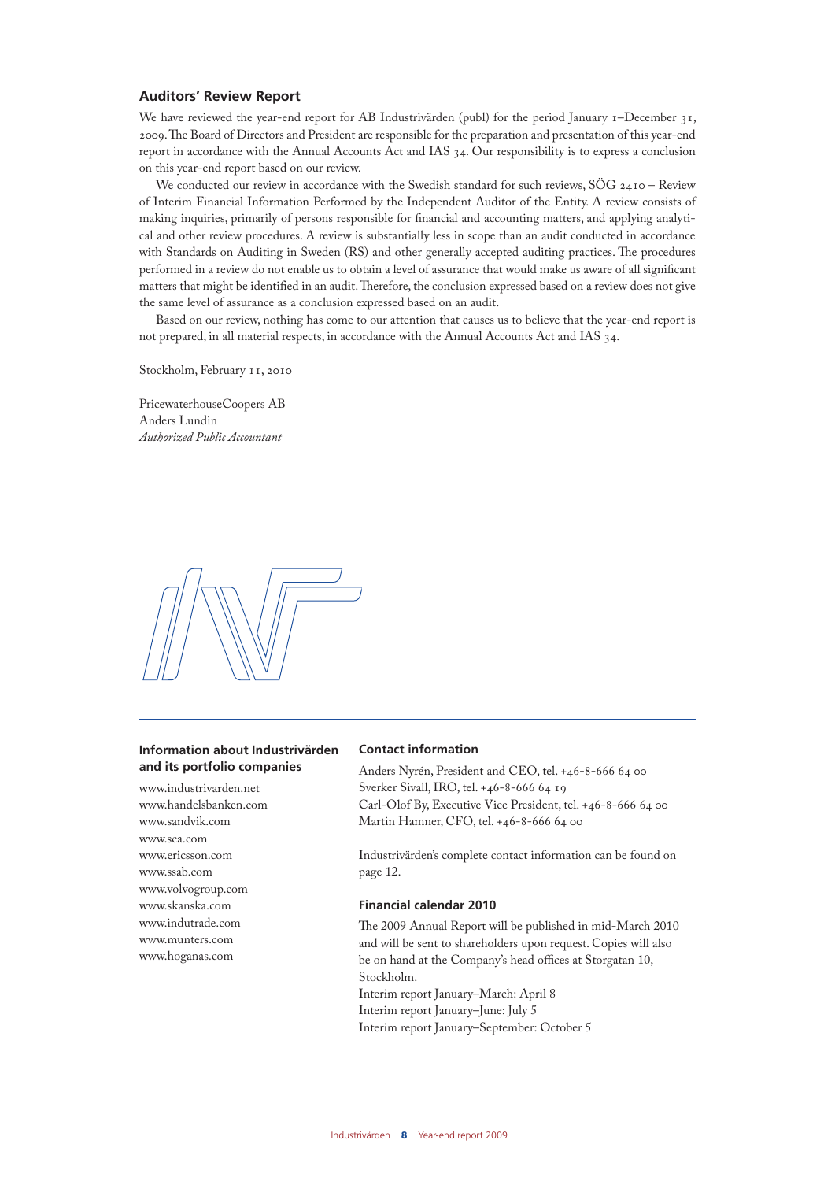## Auditors' Review Report

We have reviewed the year-end report for AB Industrivärden (publ) for the period January 1–December 31, 2009. The Board of Directors and President are responsible for the preparation and presentation of this year-end report in accordance with the Annual Accounts Act and IAS 34. Our responsibility is to express a conclusion on this year-end report based on our review.

We conducted our review in accordance with the Swedish standard for such reviews, SÖG 2410 – Review of Interim Financial Information Performed by the Independent Auditor of the Entity. A review consists of making inquiries, primarily of persons responsible for financial and accounting matters, and applying analytical and other review procedures. A review is substantially less in scope than an audit conducted in accordance with Standards on Auditing in Sweden (RS) and other generally accepted auditing practices. The procedures performed in a review do not enable us to obtain a level of assurance that would make us aware of all significant matters that might be identified in an audit. Therefore, the conclusion expressed based on a review does not give the same level of assurance as a conclusion expressed based on an audit.

Based on our review, nothing has come to our attention that causes us to believe that the year-end report is not prepared, in all material respects, in accordance with the Annual Accounts Act and IAS 34.

Stockholm, February 11, 2010

PricewaterhouseCoopers AB
Anders Lundin
*Authorized Public Accountant*

### Information about Industrivärden and its portfolio companies

www.industrivarden.net
www.handelsbanken.com
www.sandvik.com
www.sca.com
www.ericsson.com
www.ssab.com
www.volvogroup.com
www.skanska.com
www.indutrade.com
www.munters.com
www.hoganas.com

### Contact information

Anders Nyrén, President and CEO, tel. +46-8-666 64 00
Sverker Sivall, IRO, tel. +46-8-666 64 19
Carl-Olof By, Executive Vice President, tel. +46-8-666 64 00
Martin Hamner, CFO, tel. +46-8-666 64 00

Industrivärden's complete contact information can be found on page 12.

### Financial calendar 2010

The 2009 Annual Report will be published in mid-March 2010 and will be sent to shareholders upon request. Copies will also be on hand at the Company's head offices at Storgatan 10, Stockholm.
Interim report January–March: April 8
Interim report January–June: July 5
Interim report January–September: October 5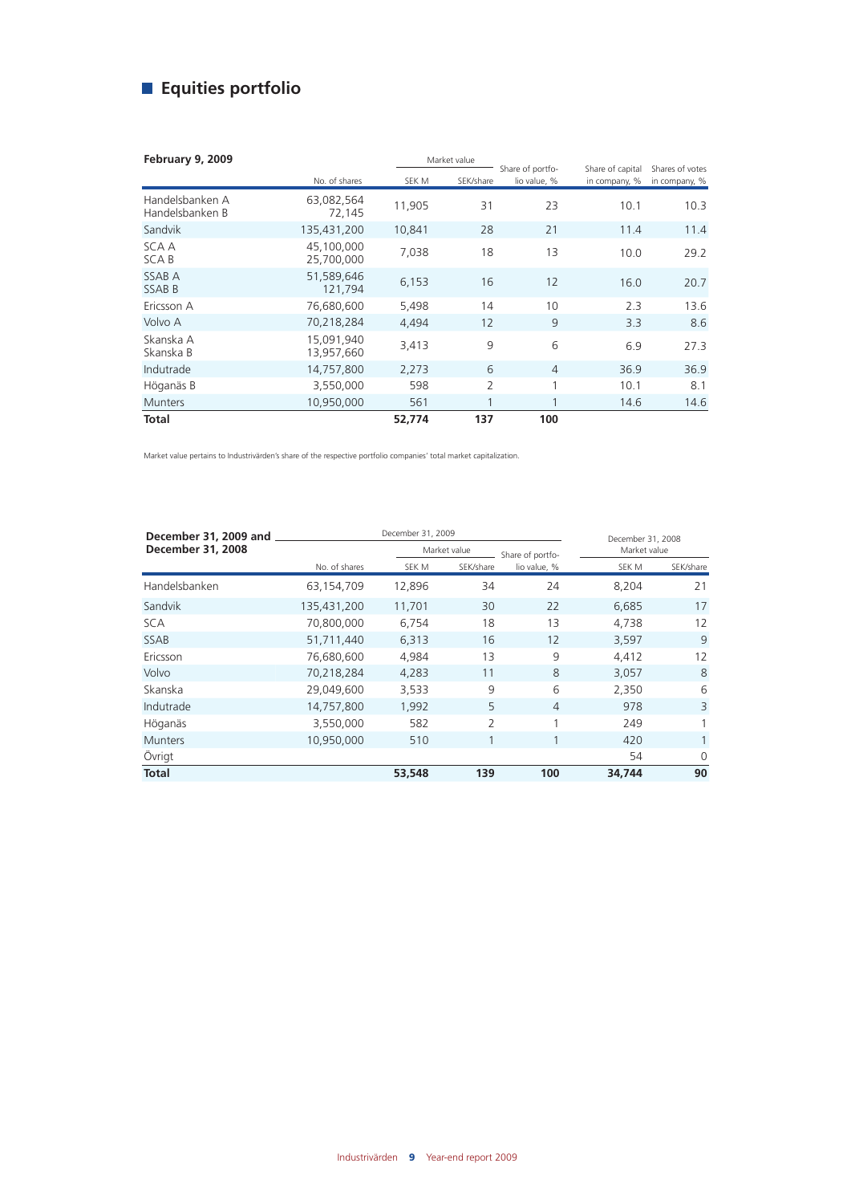## Equities portfolio

| February 9, 2009 | | Market value | | Share of portfolio value, % | Share of capital in company, % | Shares of votes in company, % |
|---|---|---|---|---|---|---|
| | No. of shares | SEK M | SEK/share | | | |
| Handelsbanken A<br>Handelsbanken B | 63,082,564<br>72,145 | 11,905 | 31 | 23 | 10.1 | 10.3 |
| Sandvik | 135,431,200 | 10,841 | 28 | 21 | 11.4 | 11.4 |
| SCA A<br>SCA B | 45,100,000<br>25,700,000 | 7,038 | 18 | 13 | 10.0 | 29.2 |
| SSAB A<br>SSAB B | 51,589,646<br>121,794 | 6,153 | 16 | 12 | 16.0 | 20.7 |
| Ericsson A | 76,680,600 | 5,498 | 14 | 10 | 2.3 | 13.6 |
| Volvo A | 70,218,284 | 4,494 | 12 | 9 | 3.3 | 8.6 |
| Skanska A<br>Skanska B | 15,091,940<br>13,957,660 | 3,413 | 9 | 6 | 6.9 | 27.3 |
| Indutrade | 14,757,800 | 2,273 | 6 | 4 | 36.9 | 36.9 |
| Höganäs B | 3,550,000 | 598 | 2 | 1 | 10.1 | 8.1 |
| Munters | 10,950,000 | 561 | 1 | 1 | 14.6 | 14.6 |
| **Total** | | **52,774** | **137** | **100** | | |

Market value pertains to Industrivärden's share of the respective portfolio companies' total market capitalization.

| December 31, 2009 and December 31, 2008 | December 31, 2009 | | | | December 31, 2008 | |
|---|---|---|---|---|---|---|
| | | Market value | | Share of portfolio value, % | Market value | |
| | No. of shares | SEK M | SEK/share | | SEK M | SEK/share |
| Handelsbanken | 63,154,709 | 12,896 | 34 | 24 | 8,204 | 21 |
| Sandvik | 135,431,200 | 11,701 | 30 | 22 | 6,685 | 17 |
| SCA | 70,800,000 | 6,754 | 18 | 13 | 4,738 | 12 |
| SSAB | 51,711,440 | 6,313 | 16 | 12 | 3,597 | 9 |
| Ericsson | 76,680,600 | 4,984 | 13 | 9 | 4,412 | 12 |
| Volvo | 70,218,284 | 4,283 | 11 | 8 | 3,057 | 8 |
| Skanska | 29,049,600 | 3,533 | 9 | 6 | 2,350 | 6 |
| Indutrade | 14,757,800 | 1,992 | 5 | 4 | 978 | 3 |
| Höganäs | 3,550,000 | 582 | 2 | 1 | 249 | 1 |
| Munters | 10,950,000 | 510 | 1 | 1 | 420 | 1 |
| Övrigt | | | | | 54 | 0 |
| **Total** | | **53,548** | **139** | **100** | **34,744** | **90** |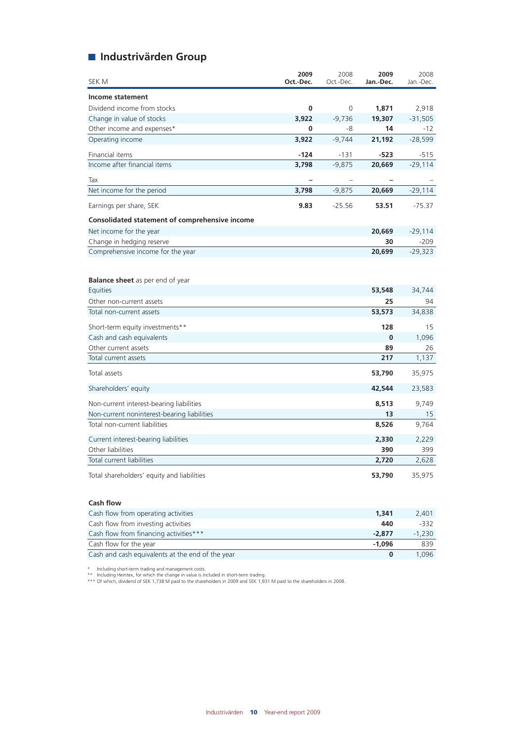## Industrivärden Group

| SEK M | 2009 Oct.-Dec. | 2008 Oct.-Dec. | 2009 Jan.-Dec. | 2008 Jan.-Dec. |
|---|---|---|---|---|
| **Income statement** | | | | |
| Dividend income from stocks | **0** | 0 | **1,871** | 2,918 |
| Change in value of stocks | **3,922** | -9,736 | **19,307** | -31,505 |
| Other income and expenses* | **0** | -8 | **14** | -12 |
| Operating income | **3,922** | -9,744 | **21,192** | -28,599 |
| Financial items | **-124** | -131 | **-523** | -515 |
| Income after financial items | **3,798** | -9,875 | **20,669** | -29,114 |
| Tax | **–** | – | **–** | – |
| Net income for the period | **3,798** | -9,875 | **20,669** | -29,114 |
| Earnings per share, SEK | **9.83** | -25.56 | **53.51** | -75.37 |
| **Consolidated statement of comprehensive income** | | | | |
| Net income for the year | | | **20,669** | -29,114 |
| Change in hedging reserve | | | **30** | -209 |
| Comprehensive income for the year | | | **20,699** | -29,323 |

| **Balance sheet** as per end of year | 2009 | 2008 |
|---|---|---|
| Equities | **53,548** | 34,744 |
| Other non-current assets | **25** | 94 |
| Total non-current assets | **53,573** | 34,838 |
| Short-term equity investments** | **128** | 15 |
| Cash and cash equivalents | **0** | 1,096 |
| Other current assets | **89** | 26 |
| Total current assets | **217** | 1,137 |
| Total assets | **53,790** | 35,975 |
| Shareholders' equity | **42,544** | 23,583 |
| Non-current interest-bearing liabilities | **8,513** | 9,749 |
| Non-current noninterest-bearing liabilities | **13** | 15 |
| Total non-current liabilities | **8,526** | 9,764 |
| Current interest-bearing liabilities | **2,330** | 2,229 |
| Other liabilities | **390** | 399 |
| Total current liabilities | **2,720** | 2,628 |
| Total shareholders' equity and liabilities | **53,790** | 35,975 |

| **Cash flow** | 2009 | 2008 |
|---|---|---|
| Cash flow from operating activities | **1,341** | 2,401 |
| Cash flow from investing activities | **440** | -332 |
| Cash flow from financing activities*** | **-2,877** | -1,230 |
| Cash flow for the year | **-1,096** | 839 |
| Cash and cash equivalents at the end of the year | **0** | 1,096 |

\* Including short-term trading and management costs.
\*\* Including Hemtex, for which the change in value is included in short-term trading.
\*\*\* Of which, dividend of SEK 1,738 M paid to the shareholders in 2009 and SEK 1,931 M paid to the shareholders in 2008.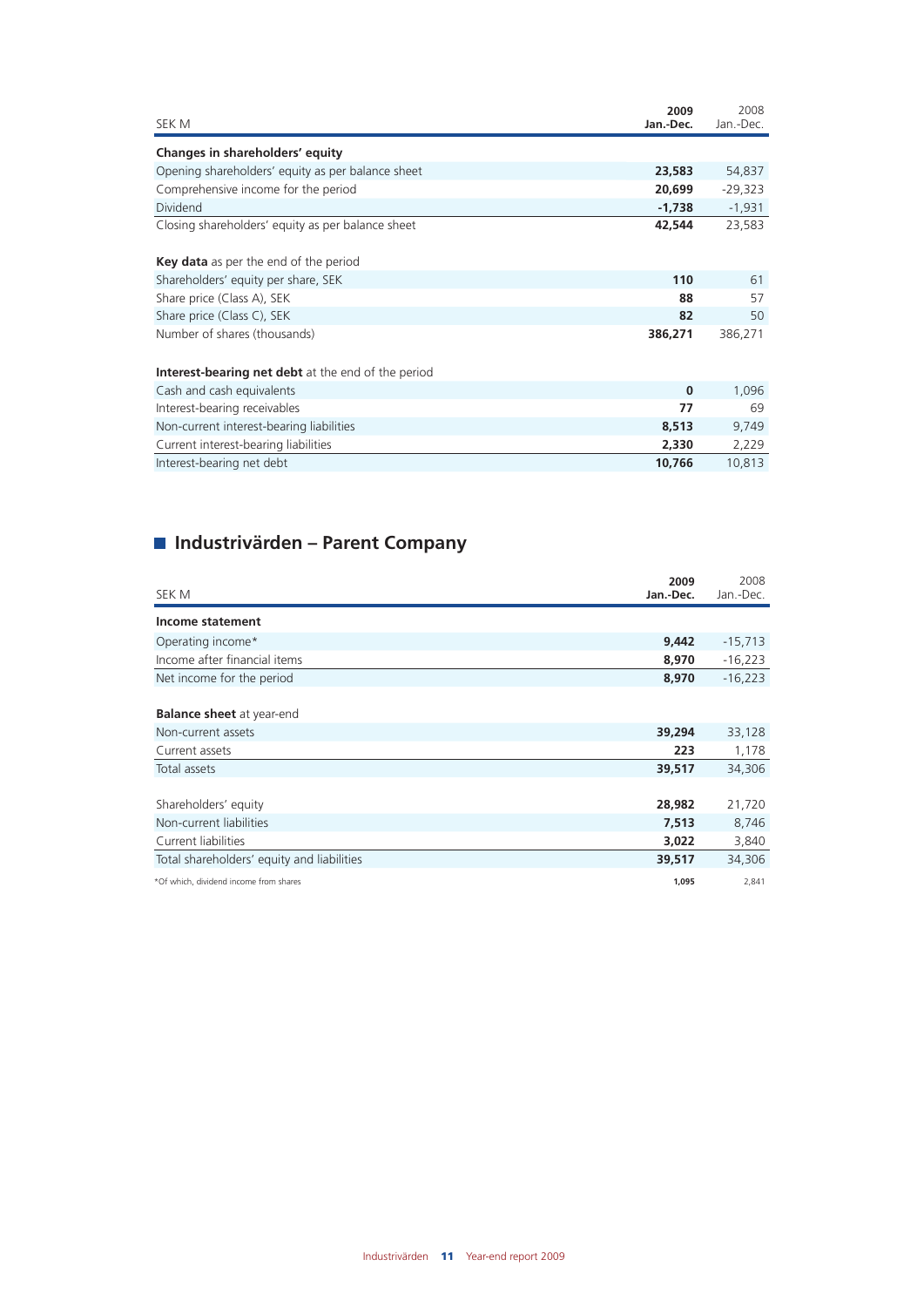| SEK M | 2009 Jan.-Dec. | 2008 Jan.-Dec. |
|---|---|---|
| **Changes in shareholders' equity** | | |
| Opening shareholders' equity as per balance sheet | **23,583** | 54,837 |
| Comprehensive income for the period | **20,699** | -29,323 |
| Dividend | **-1,738** | -1,931 |
| Closing shareholders' equity as per balance sheet | **42,544** | 23,583 |
| | | |
| **Key data** as per the end of the period | | |
| Shareholders' equity per share, SEK | **110** | 61 |
| Share price (Class A), SEK | **88** | 57 |
| Share price (Class C), SEK | **82** | 50 |
| Number of shares (thousands) | **386,271** | 386,271 |
| | | |
| **Interest-bearing net debt** at the end of the period | | |
| Cash and cash equivalents | **0** | 1,096 |
| Interest-bearing receivables | **77** | 69 |
| Non-current interest-bearing liabilities | **8,513** | 9,749 |
| Current interest-bearing liabilities | **2,330** | 2,229 |
| Interest-bearing net debt | **10,766** | 10,813 |

## Industrivärden – Parent Company

| SEK M | 2009 Jan.-Dec. | 2008 Jan.-Dec. |
|---|---|---|
| **Income statement** | | |
| Operating income* | **9,442** | -15,713 |
| Income after financial items | **8,970** | -16,223 |
| Net income for the period | **8,970** | -16,223 |
| | | |
| **Balance sheet** at year-end | | |
| Non-current assets | **39,294** | 33,128 |
| Current assets | **223** | 1,178 |
| Total assets | **39,517** | 34,306 |
| | | |
| Shareholders' equity | **28,982** | 21,720 |
| Non-current liabilities | **7,513** | 8,746 |
| Current liabilities | **3,022** | 3,840 |
| Total shareholders' equity and liabilities | **39,517** | 34,306 |
| *Of which, dividend income from shares | **1,095** | 2,841 |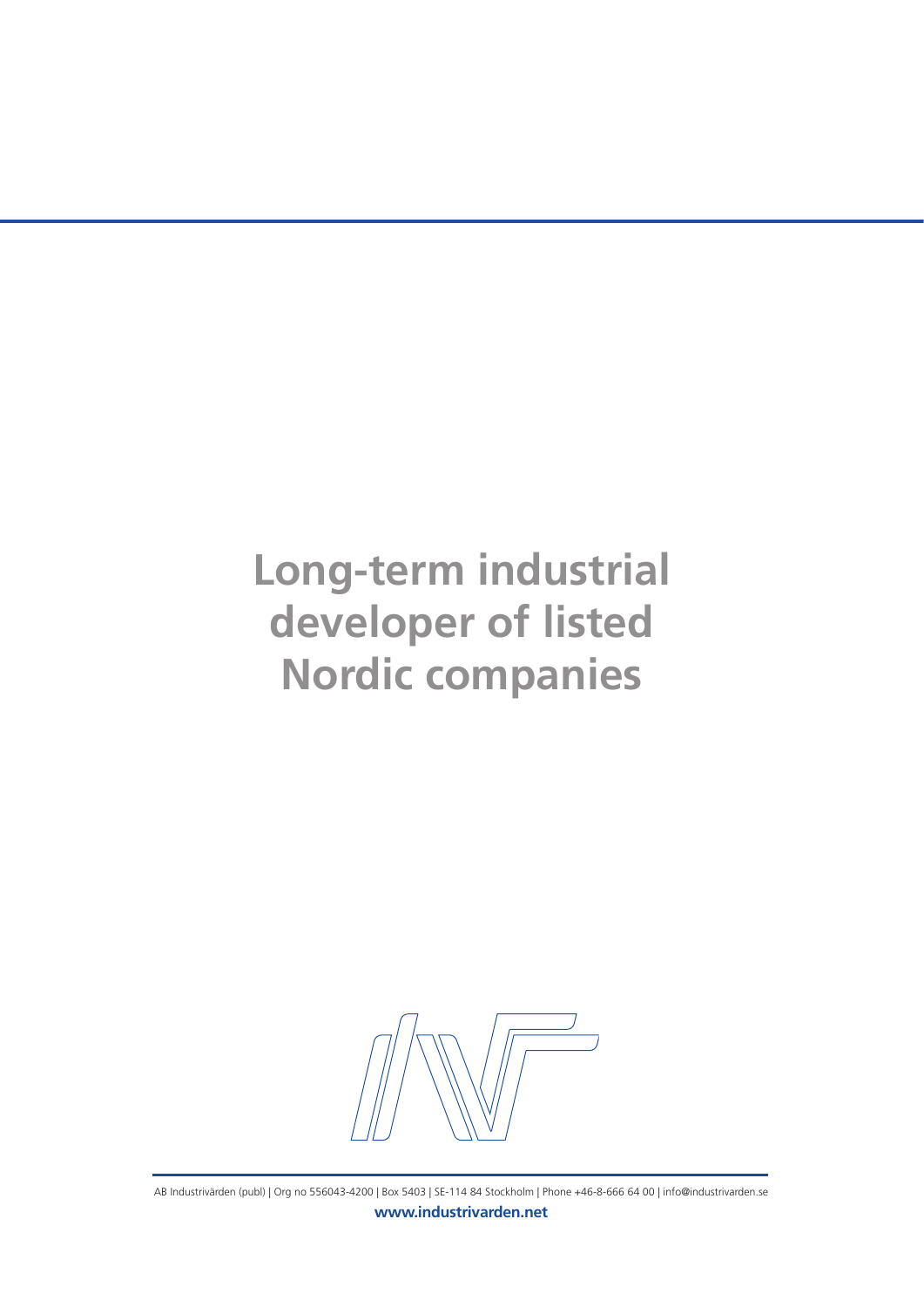# Long-term industrial developer of listed Nordic companies

AB Industrivärden (publ) | Org no 556043-4200 | Box 5403 | SE-114 84 Stockholm | Phone +46-8-666 64 00 | info@industrivarden.se

**www.industrivarden.net**